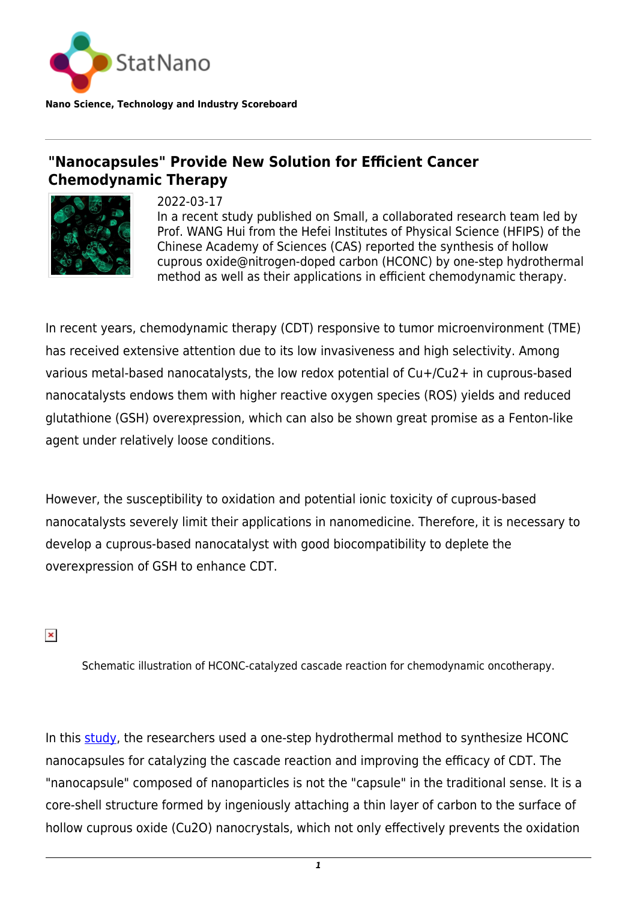Nano Science, Technology and Industry Scoreboard

# "Nanocapsules" Provide New Solution for Efficient Cancer Chemodynamic Therapy

2022-03-17

In a recent study published on Small, a collaborated research team led by Prof. WANG Hui from the Hefei Institutes of Physical Science (HFIPS) of the Chinese Academy of Sciences (CAS) reported the synthesis of hollow cuprous oxide@nitrogen-doped carbon (HCONC) by one-step hydrothermal method as well as their applications in efficient chemodynamic therapy.

In recent years, chemodynamic therapy (CDT) responsive to tumor microenvironment (TME) has received extensive attention due to its low invasiveness and high selectivity. Among various metal-based nanocatalysts, the low redox potential of $Cu^{+}/Cu^{2+}$ in cuprous-based nanocatalysts endows them with higher reactive oxygen species (ROS) yields and reduced glutathione (GSH) overexpression, which can also be shown great promise as a Fenton-like agent under relatively loose conditions.

However, the susceptibility to oxidation and potential ionic toxicity of cuprous-based nanocatalysts severely limit their applications in nanomedicine. Therefore, it is necessary to develop a cuprous-based nanocatalyst with good biocompatibility to deplete the overexpression of GSH to enhance CDT.

Schematic illustration of HCONC-catalyzed cascade reaction for chemodynamic oncotherapy.

In this study, the researchers used a one-step hydrothermal method to synthesize HCONC nanocapsules for catalyzing the cascade reaction and improving the efficacy of CDT. The "nanocapsule" composed of nanoparticles is not the "capsule" in the traditional sense. It is a core-shell structure formed by ingeniously attaching a thin layer of carbon to the surface of hollow cuprous oxide ($Cu_2O$) nanocrystals, which not only effectively prevents the oxidation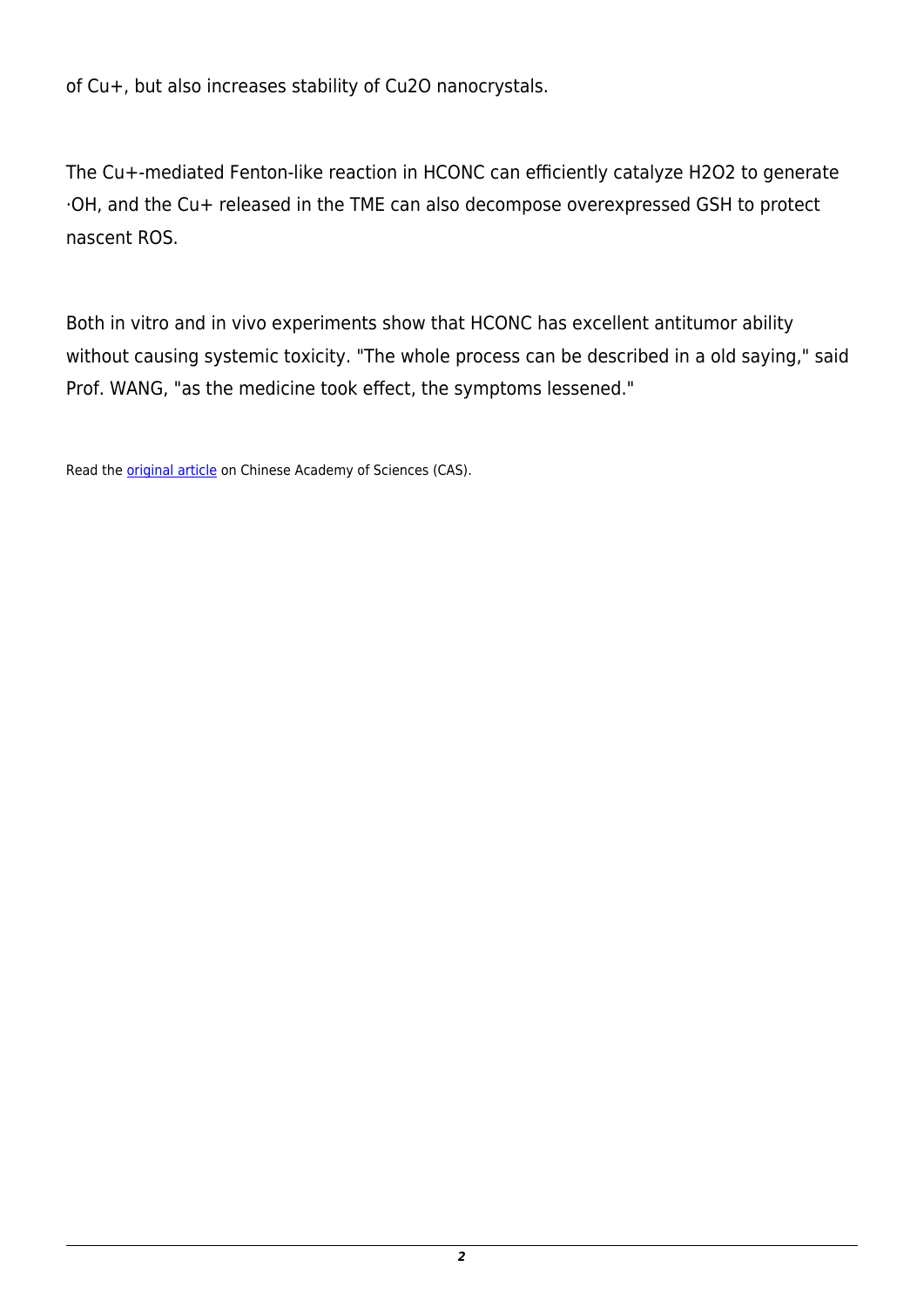of $Cu^{+}$, but also increases stability of $Cu_2O$ nanocrystals.

The $Cu^{+}$-mediated Fenton-like reaction in HCONC can efficiently catalyze $H_2O_2$ to generate ·OH, and the $Cu^{+}$ released in the TME can also decompose overexpressed GSH to protect nascent ROS.

Both in vitro and in vivo experiments show that HCONC has excellent antitumor ability without causing systemic toxicity. "The whole process can be described in a old saying," said Prof. WANG, "as the medicine took effect, the symptoms lessened."

Read the original article on Chinese Academy of Sciences (CAS).